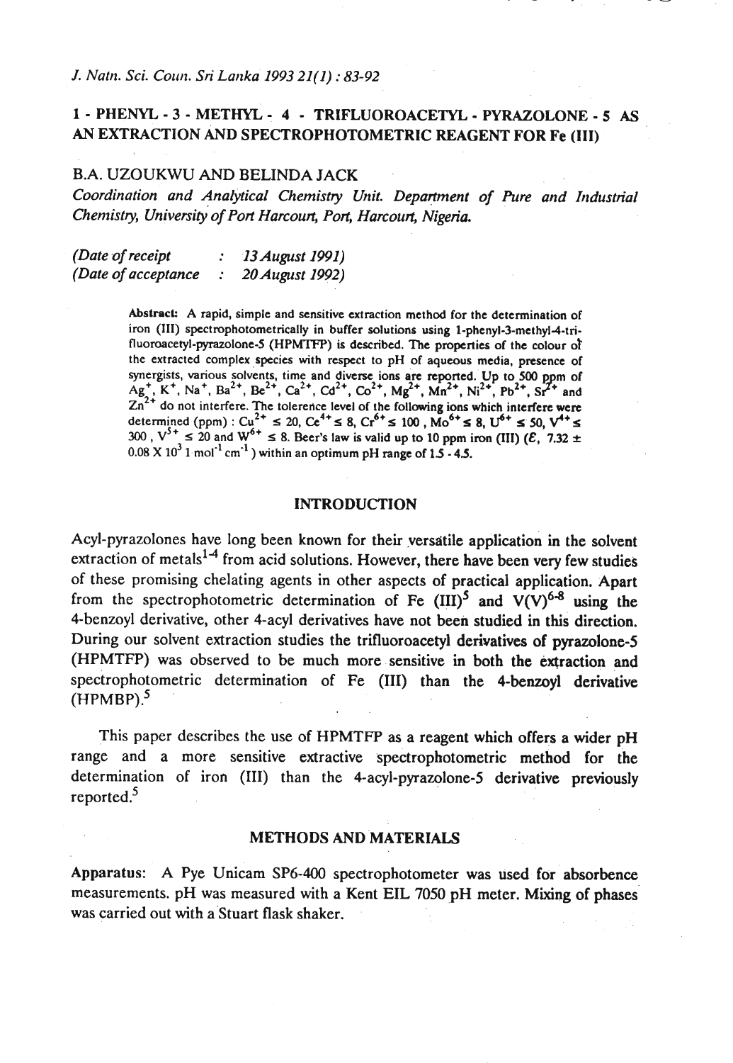# 1 - PHENYL - 3 - METHYL - 4 - TRIFLUOROACETYL - PYRAZOLONE - 5 AS AN EXTRACTION AND SPECTROPHOTOMETRIC REAGENT FOR Fe (III)

**B.A. UZOUKWU AND BELINDA JACK**

*Coordination and Analytical Chemistry Unit. Department of Pure and Industrial Chemistry, University of Port Harcourt, Port, Harcourt, Nigeria.*

*(Date of receipt : 13 August 1991)*
*(Date of acceptance : 20 August 1992)*

**Abstract:** A rapid, simple and sensitive extraction method for the determination of iron (III) spectrophotometrically in buffer solutions using 1-phenyl-3-methyl-4-trifluoroacetyl-pyrazolone-5 (HPMTFP) is described. The properties of the colour of the extracted complex species with respect to pH of aqueous media, presence of synergists, various solvents, time and diverse ions are reported. Up to 500 ppm of $Ag^{+}$, $K^{+}$, $Na^{+}$, $Ba^{2+}$, $Be^{2+}$, $Ca^{2+}$, $Cd^{2+}$, $Co^{2+}$, $Mg^{2+}$, $Mn^{2+}$, $Ni^{2+}$, $Pb^{2+}$, $Sr^{2+}$ and $Zn^{2+}$ do not interfere. The tolerence level of the following ions which interfere were determined (ppm) : $Cu^{2+} \leq 20$, $Ce^{4+} \leq 8$, $Cr^{6+} \leq 100$, $Mo^{6+} \leq 8$, $U^{6+} \leq 50$, $V^{4+} \leq 300$, $V^{5+} \leq 20$ and $W^{6+} \leq 8$. Beer's law is valid up to 10 ppm iron (III) ($\varepsilon$, $7.32 \pm 0.08 \times 10^{3}$ l $mol^{-1}$ $cm^{-1}$) within an optimum pH range of 1.5 - 4.5.

## INTRODUCTION

Acyl-pyrazolones have long been known for their versatile application in the solvent extraction of metals[1-4] from acid solutions. However, there have been very few studies of these promising chelating agents in other aspects of practical application. Apart from the spectrophotometric determination of Fe (III)[5] and V(V)[6-8] using the 4-benzoyl derivative, other 4-acyl derivatives have not been studied in this direction. During our solvent extraction studies the trifluoroacetyl derivatives of pyrazolone-5 (HPMTFP) was observed to be much more sensitive in both the extraction and spectrophotometric determination of Fe (III) than the 4-benzoyl derivative (HPMBP).[5]

This paper describes the use of HPMTFP as a reagent which offers a wider pH range and a more sensitive extractive spectrophotometric method for the determination of iron (III) than the 4-acyl-pyrazolone-5 derivative previously reported.[5]

## METHODS AND MATERIALS

**Apparatus:** A Pye Unicam SP6-400 spectrophotometer was used for absorbence measurements. pH was measured with a Kent EIL 7050 pH meter. Mixing of phases was carried out with a Stuart flask shaker.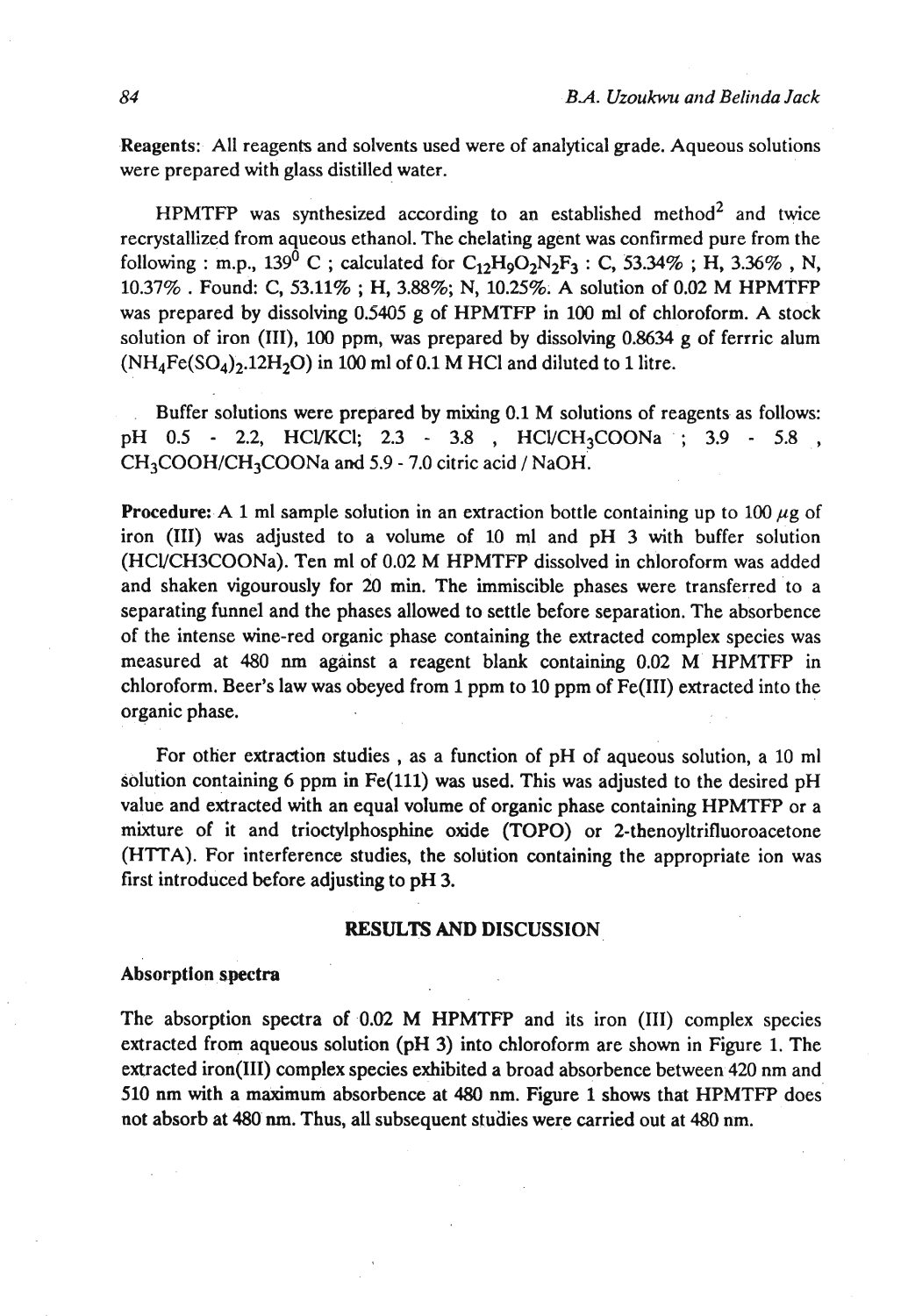**Reagents:** All reagents and solvents used were of analytical grade. Aqueous solutions were prepared with glass distilled water.

HPMTFP was synthesized according to an established method[2] and twice recrystallized from aqueous ethanol. The chelating agent was confirmed pure from the following : m.p., $139^0$ C ; calculated for $C_{12}H_9O_2N_2F_3$ : C, 53.34% ; H, 3.36% , N, 10.37% . Found: C, 53.11% ; H, 3.88%; N, 10.25%. A solution of 0.02 M HPMTFP was prepared by dissolving 0.5405 g of HPMTFP in 100 ml of chloroform. A stock solution of iron (III), 100 ppm, was prepared by dissolving 0.8634 g of ferrric alum ($NH_4Fe(SO_4)_2.12H_2O$) in 100 ml of 0.1 M HCl and diluted to 1 litre.

Buffer solutions were prepared by mixing 0.1 M solutions of reagents as follows: pH 0.5 - 2.2, HCl/KCl; 2.3 - 3.8 , HCl/$CH_3COONa$ ; 3.9 - 5.8 , $CH_3COOH$/$CH_3COONa$ and 5.9 - 7.0 citric acid / NaOH.

**Procedure:** A 1 ml sample solution in an extraction bottle containing up to 100 $\mu$g of iron (III) was adjusted to a volume of 10 ml and pH 3 with buffer solution (HCl/CH3COONa). Ten ml of 0.02 M HPMTFP dissolved in chloroform was added and shaken vigourously for 20 min. The immiscible phases were transferred to a separating funnel and the phases allowed to settle before separation. The absorbence of the intense wine-red organic phase containing the extracted complex species was measured at 480 nm against a reagent blank containing 0.02 M HPMTFP in chloroform. Beer's law was obeyed from 1 ppm to 10 ppm of Fe(III) extracted into the organic phase.

For other extraction studies , as a function of pH of aqueous solution, a 10 ml solution containing 6 ppm in Fe(111) was used. This was adjusted to the desired pH value and extracted with an equal volume of organic phase containing HPMTFP or a mixture of it and trioctylphosphine oxide (TOPO) or 2-thenoyltrifluoroacetone (HTTA). For interference studies, the solution containing the appropriate ion was first introduced before adjusting to pH 3.

## RESULTS AND DISCUSSION

### Absorption spectra

The absorption spectra of 0.02 M HPMTFP and its iron (III) complex species extracted from aqueous solution (pH 3) into chloroform are shown in Figure 1. The extracted iron(III) complex species exhibited a broad absorbence between 420 nm and 510 nm with a maximum absorbence at 480 nm. Figure 1 shows that HPMTFP does not absorb at 480 nm. Thus, all subsequent studies were carried out at 480 nm.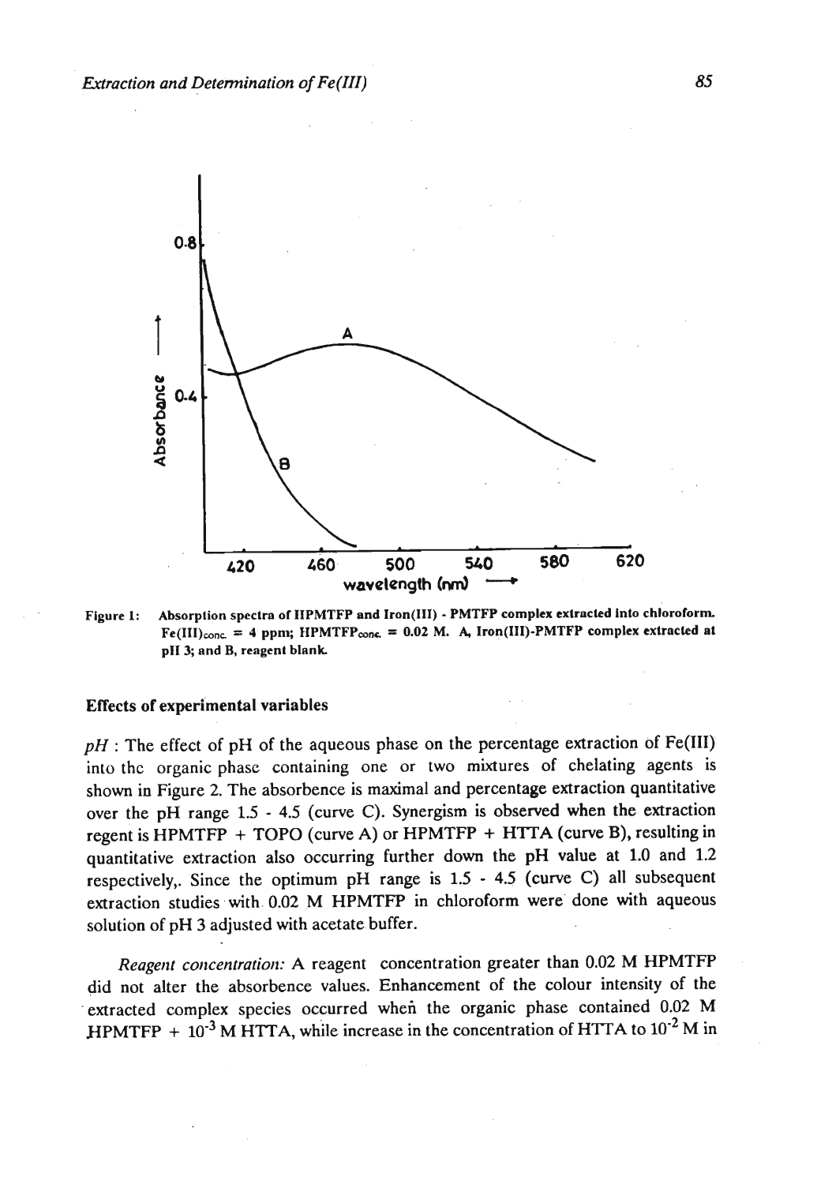Figure 1: Absorption spectra of HPMTFP and Iron(III) - PMTFP complex extracted into chloroform. $Fe(III)_{conc.}$ = 4 ppm; $HPMTFP_{conc.}$ = 0.02 M. A, Iron(III)-PMTFP complex extracted at pH 3; and B, reagent blank.

### Effects of experimental variables

*pH* : The effect of pH of the aqueous phase on the percentage extraction of Fe(III) into the organic phase containing one or two mixtures of chelating agents is shown in Figure 2. The absorbence is maximal and percentage extraction quantitative over the pH range 1.5 - 4.5 (curve C). Synergism is observed when the extraction regent is HPMTFP + TOPO (curve A) or HPMTFP + HTTA (curve B), resulting in quantitative extraction also occurring further down the pH value at 1.0 and 1.2 respectively,. Since the optimum pH range is 1.5 - 4.5 (curve C) all subsequent extraction studies with 0.02 M HPMTFP in chloroform were done with aqueous solution of pH 3 adjusted with acetate buffer.

*Reagent concentration:* A reagent concentration greater than 0.02 M HPMTFP did not alter the absorbence values. Enhancement of the colour intensity of the extracted complex species occurred when the organic phase contained 0.02 M HPMTFP + $10^{-3}$ M HTTA, while increase in the concentration of HTTA to $10^{-2}$ M in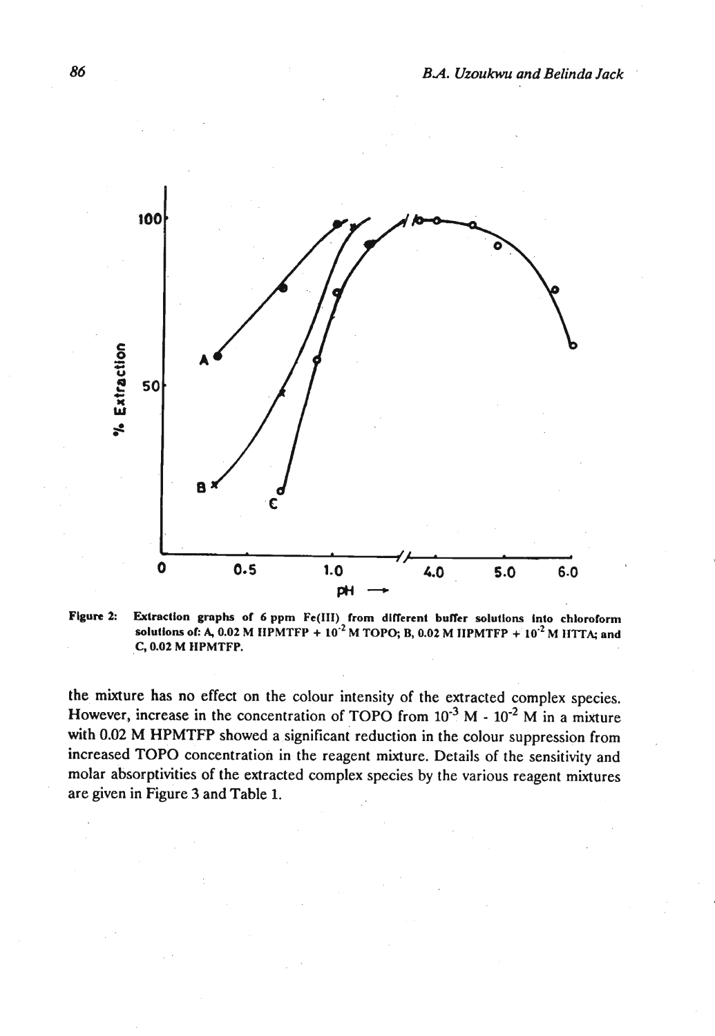Figure 2: Extraction graphs of 6 ppm Fe(III) from different buffer solutions into chloroform solutions of: A, 0.02 M HPMTFP + $10^{-2}$ M TOPO; B, 0.02 M HPMTFP + $10^{-2}$ M HTTA; and C, 0.02 M HPMTFP.

the mixture has no effect on the colour intensity of the extracted complex species. However, increase in the concentration of TOPO from $10^{-3}$ M - $10^{-2}$ M in a mixture with 0.02 M HPMTFP showed a significant reduction in the colour suppression from increased TOPO concentration in the reagent mixture. Details of the sensitivity and molar absorptivities of the extracted complex species by the various reagent mixtures are given in Figure 3 and Table 1.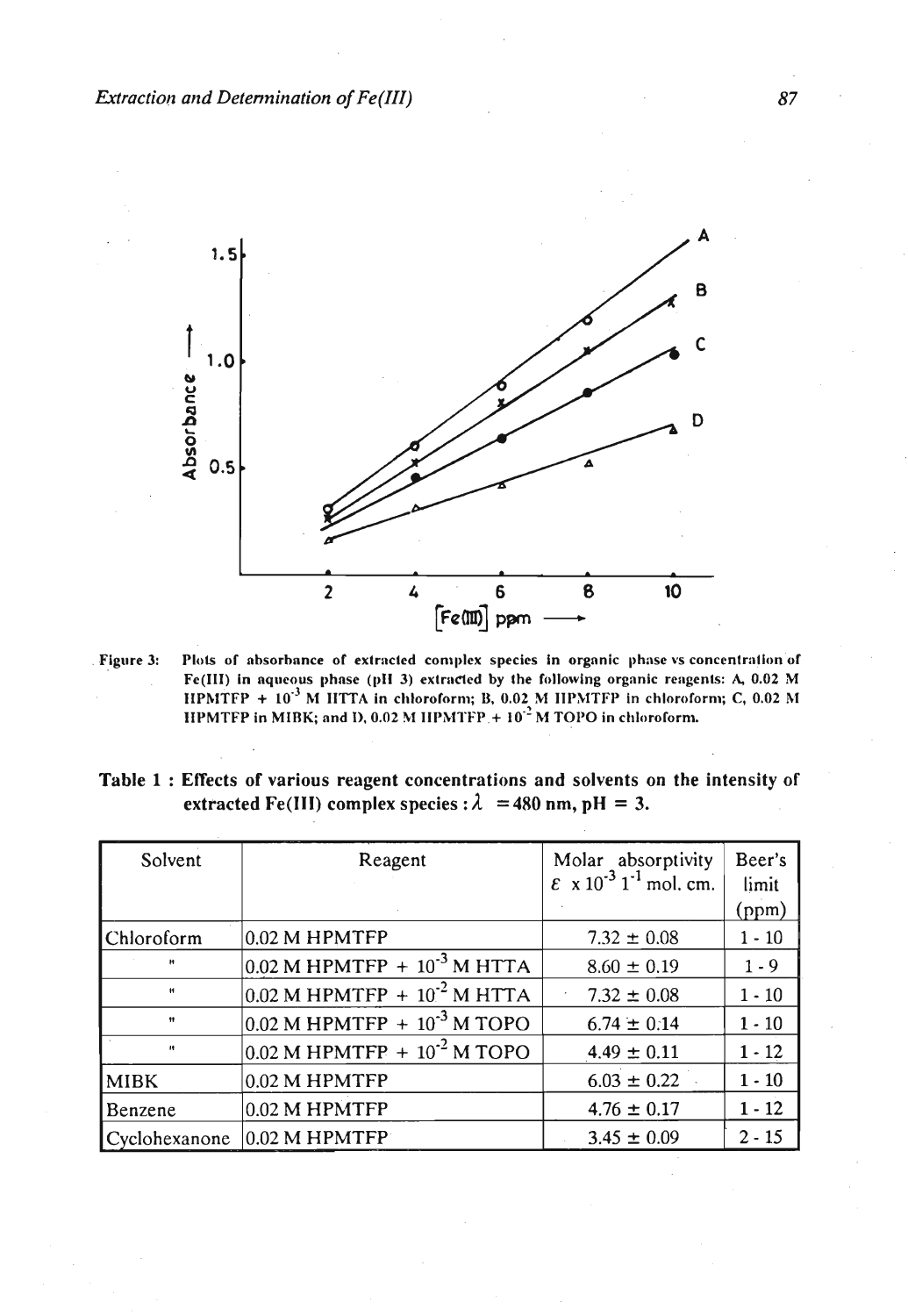Figure 3: Plots of absorbance of extracted complex species in organic phase vs concentration of Fe(III) in aqueous phase (pH 3) extracted by the following organic reagents: A, 0.02 M HPMTFP + $10^{-3}$ M HTTA in chloroform; B, 0.02 M HPMTFP in chloroform; C, 0.02 M HPMTFP in MIBK; and D, 0.02 M HPMTFP + $10^{-2}$ M TOPO in chloroform.

**Table 1 : Effects of various reagent concentrations and solvents on the intensity of extracted Fe(III) complex species : $\lambda$ = 480 nm, pH = 3.**

| Solvent | Reagent | Molar absorptivity $\varepsilon \times 10^{-3}$ $l^{-1}$ mol. cm. | Beer's limit (ppm) |
|---|---|---|---|
| Chloroform | 0.02 M HPMTFP | 7.32 ± 0.08 | 1 - 10 |
| " | 0.02 M HPMTFP + $10^{-3}$ M HTTA | 8.60 ± 0.19 | 1 - 9 |
| " | 0.02 M HPMTFP + $10^{-2}$ M HTTA | 7.32 ± 0.08 | 1 - 10 |
| " | 0.02 M HPMTFP + $10^{-3}$ M TOPO | 6.74 ± 0.14 | 1 - 10 |
| " | 0.02 M HPMTFP + $10^{-2}$ M TOPO | 4.49 ± 0.11 | 1 - 12 |
| MIBK | 0.02 M HPMTFP | 6.03 ± 0.22 | 1 - 10 |
| Benzene | 0.02 M HPMTFP | 4.76 ± 0.17 | 1 - 12 |
| Cyclohexanone | 0.02 M HPMTFP | 3.45 ± 0.09 | 2 - 15 |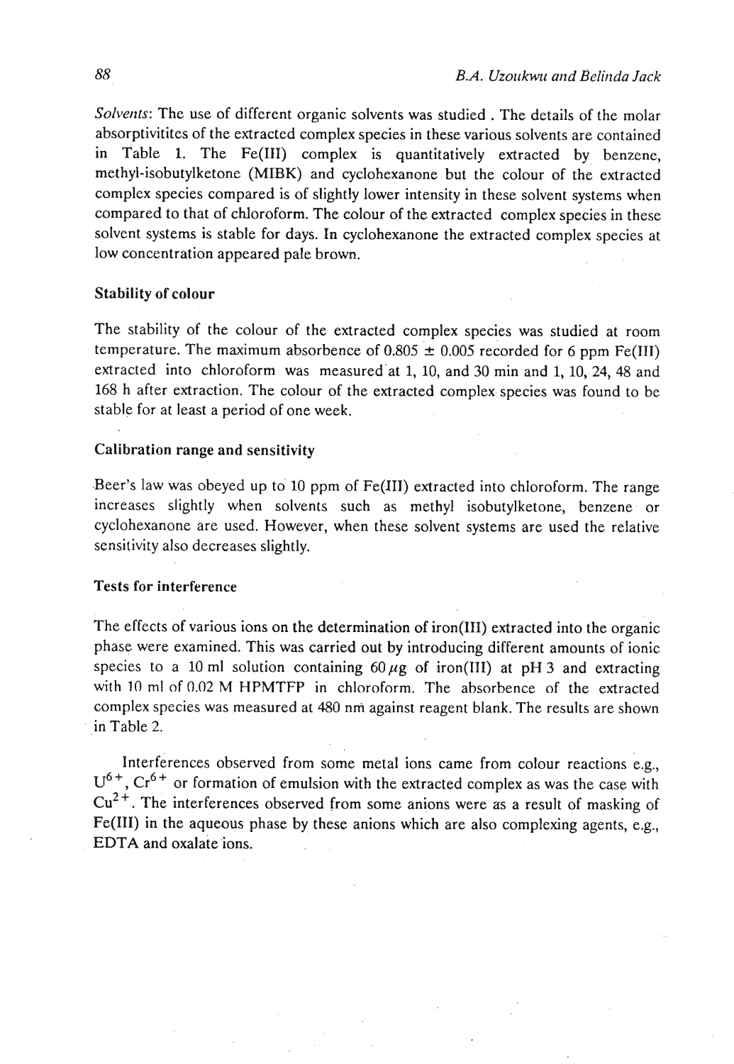*Solvents*: The use of different organic solvents was studied . The details of the molar absorptivitites of the extracted complex species in these various solvents are contained in Table 1. The Fe(III) complex is quantitatively extracted by benzene, methyl-isobutylketone (MIBK) and cyclohexanone but the colour of the extracted complex species compared is of slightly lower intensity in these solvent systems when compared to that of chloroform. The colour of the extracted complex species in these solvent systems is stable for days. In cyclohexanone the extracted complex species at low concentration appeared pale brown.

### Stability of colour

The stability of the colour of the extracted complex species was studied at room temperature. The maximum absorbence of 0.805 ± 0.005 recorded for 6 ppm Fe(III) extracted into chloroform was measured at 1, 10, and 30 min and 1, 10, 24, 48 and 168 h after extraction. The colour of the extracted complex species was found to be stable for at least a period of one week.

### Calibration range and sensitivity

Beer's law was obeyed up to 10 ppm of Fe(III) extracted into chloroform. The range increases slightly when solvents such as methyl isobutylketone, benzene or cyclohexanone are used. However, when these solvent systems are used the relative sensitivity also decreases slightly.

### Tests for interference

The effects of various ions on the determination of iron(III) extracted into the organic phase were examined. This was carried out by introducing different amounts of ionic species to a 10 ml solution containing 60 $\mu$g of iron(III) at pH 3 and extracting with 10 ml of 0.02 M HPMTFP in chloroform. The absorbence of the extracted complex species was measured at 480 nm against reagent blank. The results are shown in Table 2.

Interferences observed from some metal ions came from colour reactions e.g., $U^{6+}$, $Cr^{6+}$ or formation of emulsion with the extracted complex as was the case with $Cu^{2+}$. The interferences observed from some anions were as a result of masking of Fe(III) in the aqueous phase by these anions which are also complexing agents, e.g., EDTA and oxalate ions.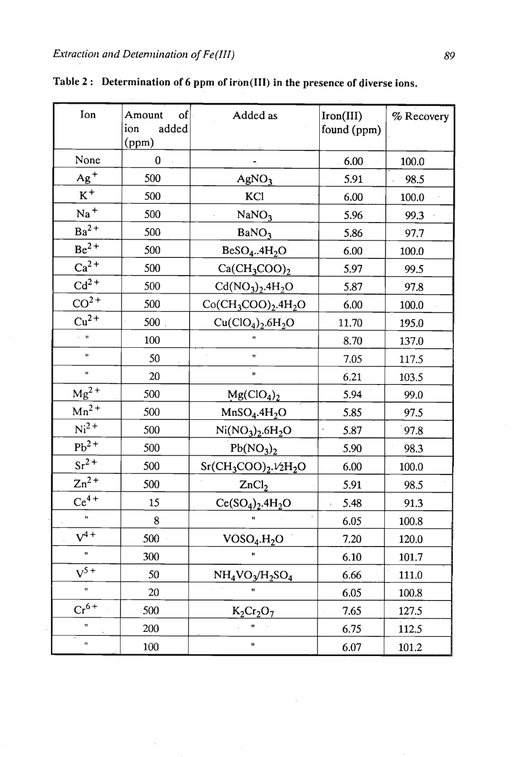**Table 2 : Determination of 6 ppm of iron(III) in the presence of diverse ions.**

| Ion | Amount of ion added (ppm) | Added as | Iron(III) found (ppm) | % Recovery |
|---|---|---|---|---|
| None | 0 | - | 6.00 | 100.0 |
| $Ag^+$ | 500 | $AgNO_3$ | 5.91 | 98.5 |
| $K^+$ | 500 | KCl | 6.00 | 100.0 |
| $Na^+$ | 500 | $NaNO_3$ | 5.96 | 99.3 |
| $Ba^{2+}$ | 500 | $BaNO_3$ | 5.86 | 97.7 |
| $Be^{2+}$ | 500 | $BeSO_4..4H_2O$ | 6.00 | 100.0 |
| $Ca^{2+}$ | 500 | $Ca(CH_3COO)_2$ | 5.97 | 99.5 |
| $Cd^{2+}$ | 500 | $Cd(NO_3)_2.4H_2O$ | 5.87 | 97.8 |
| $CO^{2+}$ | 500 | $Co(CH_3COO)_2.4H_2O$ | 6.00 | 100.0 |
| $Cu^{2+}$ | 500 | $Cu(ClO_4)_2.6H_2O$ | 11.70 | 195.0 |
| " | 100 | " | 8.70 | 137.0 |
| " | 50 | " | 7.05 | 117.5 |
| " | 20 | " | 6.21 | 103.5 |
| $Mg^{2+}$ | 500 | $Mg(ClO_4)_2$ | 5.94 | 99.0 |
| $Mn^{2+}$ | 500 | $MnSO_4.4H_2O$ | 5.85 | 97.5 |
| $Ni^{2+}$ | 500 | $Ni(NO_3)_2.6H_2O$ | 5.87 | 97.8 |
| $Pb^{2+}$ | 500 | $Pb(NO_3)_2$ | 5.90 | 98.3 |
| $Sr^{2+}$ | 500 | $Sr(CH_3COO)_2.½H_2O$ | 6.00 | 100.0 |
| $Zn^{2+}$ | 500 | $ZnCl_2$ | 5.91 | 98.5 |
| $Ce^{4+}$ | 15 | $Ce(SO_4)_2.4H_2O$ | 5.48 | 91.3 |
| " | 8 | " | 6.05 | 100.8 |
| $V^{4+}$ | 500 | $VOSO_4.H_2O$ | 7.20 | 120.0 |
| " | 300 | " | 6.10 | 101.7 |
| $V^{5+}$ | 50 | $NH_4VO_3/H_2SO_4$ | 6.66 | 111.0 |
| " | 20 | " | 6.05 | 100.8 |
| $Cr^{6+}$ | 500 | $K_2Cr_2O_7$ | 7.65 | 127.5 |
| " | 200 | " | 6.75 | 112.5 |
| " | 100 | " | 6.07 | 101.2 |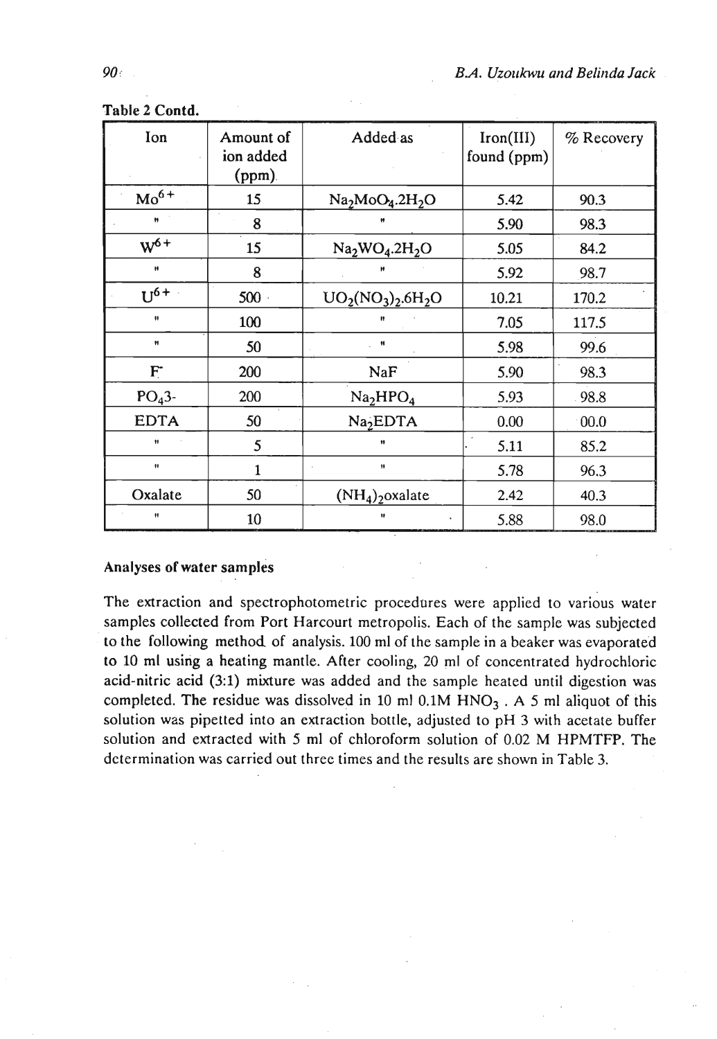**Table 2 Contd.**

| Ion | Amount of ion added (ppm) | Added as | Iron(III) found (ppm) | % Recovery |
|---|---|---|---|---|
| $Mo^{6+}$ | 15 | $Na_2MoO_4.2H_2O$ | 5.42 | 90.3 |
| " | 8 | " | 5.90 | 98.3 |
| $W^{6+}$ | 15 | $Na_2WO_4.2H_2O$ | 5.05 | 84.2 |
| " | 8 | " | 5.92 | 98.7 |
| $U^{6+}$ | 500 | $UO_2(NO_3)_2.6H_2O$ | 10.21 | 170.2 |
| " | 100 | " | 7.05 | 117.5 |
| " | 50 | " | 5.98 | 99.6 |
| $F^-$ | 200 | NaF | 5.90 | 98.3 |
| $PO_4$3- | 200 | $Na_2HPO_4$ | 5.93 | 98.8 |
| EDTA | 50 | $Na_2$EDTA | 0.00 | 00.0 |
| " | 5 | " | 5.11 | 85.2 |
| " | 1 | " | 5.78 | 96.3 |
| Oxalate | 50 | $(NH_4)_2$oxalate | 2.42 | 40.3 |
| " | 10 | " | 5.88 | 98.0 |

### Analyses of water samples

The extraction and spectrophotometric procedures were applied to various water samples collected from Port Harcourt metropolis. Each of the sample was subjected to the following method of analysis. 100 ml of the sample in a beaker was evaporated to 10 ml using a heating mantle. After cooling, 20 ml of concentrated hydrochloric acid-nitric acid (3:1) mixture was added and the sample heated until digestion was completed. The residue was dissolved in 10 ml 0.1M $HNO_3$ . A 5 ml aliquot of this solution was pipetted into an extraction bottle, adjusted to pH 3 with acetate buffer solution and extracted with 5 ml of chloroform solution of 0.02 M HPMTFP. The determination was carried out three times and the results are shown in Table 3.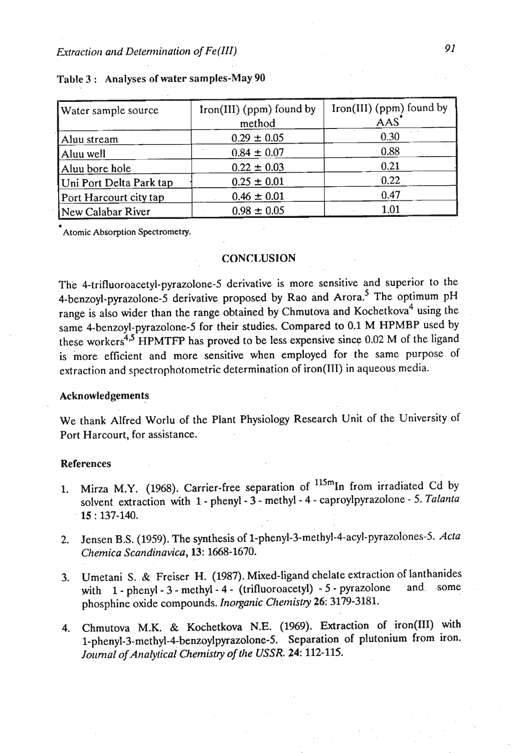Table 3 : Analyses of water samples-May 90

| Water sample source | Iron(III) (ppm) found by method | Iron(III) (ppm) found by AAS* |
|---|---|---|
| Aluu stream | 0.29 ± 0.05 | 0.30 |
| Aluu well | 0.84 ± 0.07 | 0.88 |
| Aluu bore hole | 0.22 ± 0.03 | 0.21 |
| Uni Port Delta Park tap | 0.25 ± 0.01 | 0.22 |
| Port Harcourt city tap | 0.46 ± 0.01 | 0.47 |
| New Calabar River | 0.98 ± 0.05 | 1.01 |

*Atomic Absorption Spectrometry.

## CONCLUSION

The 4-trifluoroacetyl-pyrazolone-5 derivative is more sensitive and superior to the 4-benzoyl-pyrazolone-5 derivative proposed by Rao and Arora.[5] The optimum pH range is also wider than the range obtained by Chmutova and Kochetkova[4] using the same 4-benzoyl-pyrazolone-5 for their studies. Compared to 0.1 M HPMBP used by these workers[4,5] HPMTFP has proved to be less expensive since 0.02 M of the ligand is more efficient and more sensitive when employed for the same purpose of extraction and spectrophotometric determination of iron(III) in aqueous media.

### Acknowledgements

We thank Alfred Worlu of the Plant Physiology Research Unit of the University of Port Harcourt, for assistance.

### References

1. Mirza M.Y. (1968). Carrier-free separation of $^{115m}In$ from irradiated Cd by solvent extraction with 1 - phenyl - 3 - methyl - 4 - caproylpyrazolone - 5. *Talanta* **15** : 137-140.

2. Jensen B.S. (1959). The synthesis of 1-phenyl-3-methyl-4-acyl-pyrazolones-5. *Acta Chemica Scandinavica*, **13**: 1668-1670.

3. Umetani S. & Freiser H. (1987). Mixed-ligand chelate extraction of lanthanides with 1 - phenyl - 3 - methyl - 4 - (trifluoroacetyl) - 5 - pyrazolone and some phosphine oxide compounds. *Inorganic Chemistry* **26**: 3179-3181.

4. Chmutova M.K. & Kochetkova N.E. (1969). Extraction of iron(III) with 1-phenyl-3-methyl-4-benzoylpyrazolone-5. Separation of plutonium from iron. *Journal of Analytical Chemistry of the USSR.* **24**: 112-115.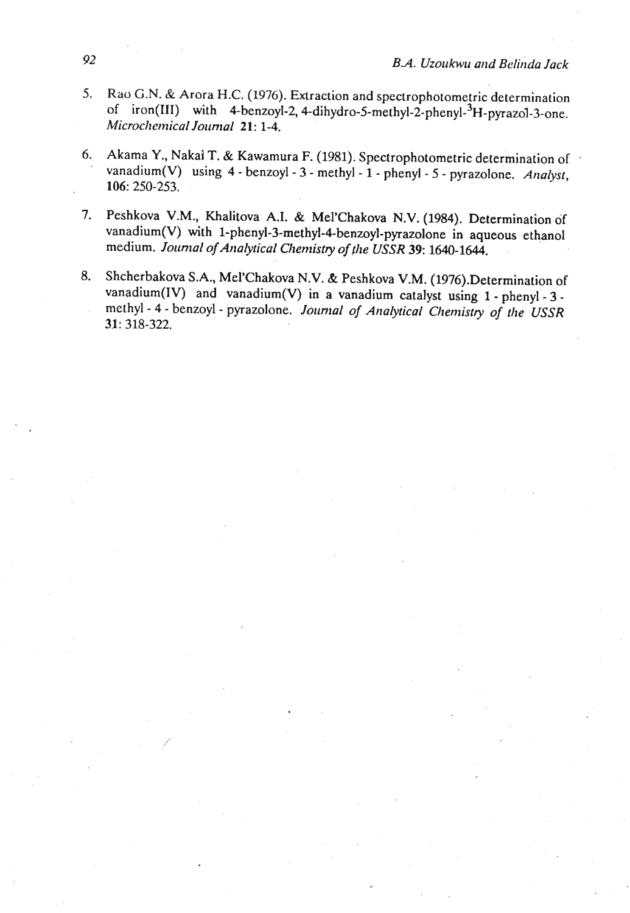5. Rao G.N. & Arora H.C. (1976). Extraction and spectrophotometric determination of iron(III) with 4-benzoyl-2, 4-dihydro-5-methyl-2-phenyl-$^{3}$H-pyrazol-3-one. *Microchemical Journal* **21**: 1-4.

6. Akama Y., Nakai T. & Kawamura F. (1981). Spectrophotometric determination of vanadium(V) using 4 - benzoyl - 3 - methyl - 1 - phenyl - 5 - pyrazolone. *Analyst*, **106**: 250-253.

7. Peshkova V.M., Khalitova A.I. & Mel'Chakova N.V. (1984). Determination of vanadium(V) with 1-phenyl-3-methyl-4-benzoyl-pyrazolone in aqueous ethanol medium. *Journal of Analytical Chemistry of the USSR* **39**: 1640-1644.

8. Shcherbakova S.A., Mel'Chakova N.V. & Peshkova V.M. (1976).Determination of vanadium(IV) and vanadium(V) in a vanadium catalyst using 1 - phenyl - 3 - methyl - 4 - benzoyl - pyrazolone. *Journal of Analytical Chemistry of the USSR* **31**: 318-322.